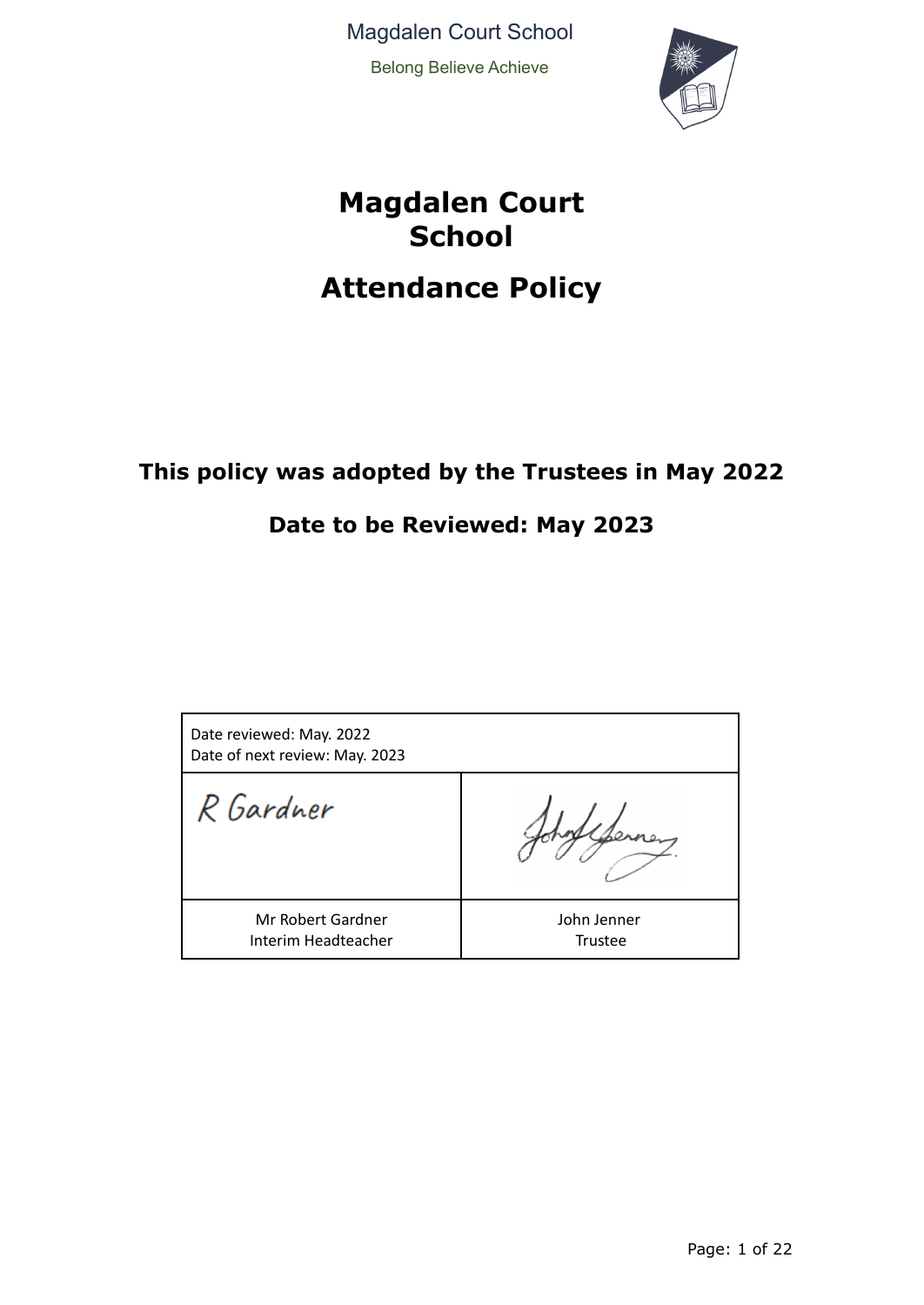Magdalen Court School

Belong Believe Achieve

# Magdalen Court School

# Attendance Policy

**This policy was adopted by the Trustees in May 2022**

**Date to be Reviewed: May 2023**

| Date reviewed: May. 2022<br>Date of next review: May. 2023 | |
|---|---|
| R Gardner | John Jenner |
| Mr Robert Gardner<br>Interim Headteacher | John Jenner<br>Trustee |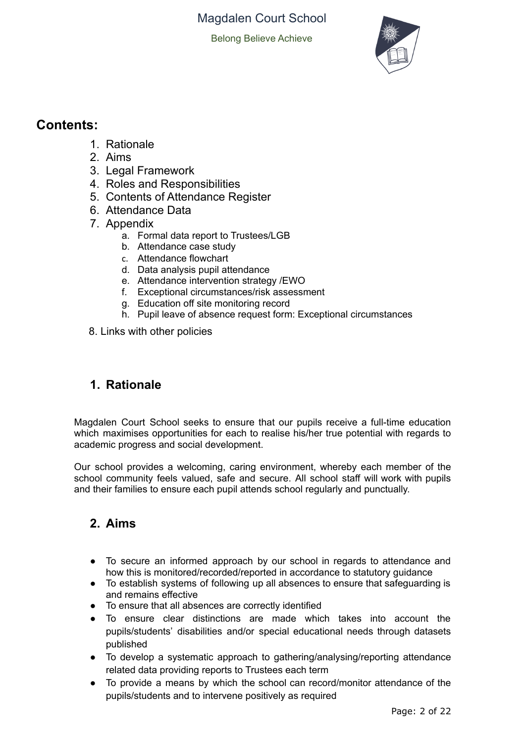## Contents:

1. Rationale
2. Aims
3. Legal Framework
4. Roles and Responsibilities
5. Contents of Attendance Register
6. Attendance Data
7. Appendix
    a. Formal data report to Trustees/LGB
    b. Attendance case study
    c. Attendance flowchart
    d. Data analysis pupil attendance
    e. Attendance intervention strategy /EWO
    f. Exceptional circumstances/risk assessment
    g. Education off site monitoring record
    h. Pupil leave of absence request form: Exceptional circumstances

8. Links with other policies

## 1. Rationale

Magdalen Court School seeks to ensure that our pupils receive a full-time education which maximises opportunities for each to realise his/her true potential with regards to academic progress and social development.

Our school provides a welcoming, caring environment, whereby each member of the school community feels valued, safe and secure. All school staff will work with pupils and their families to ensure each pupil attends school regularly and punctually.

## 2. Aims

- To secure an informed approach by our school in regards to attendance and how this is monitored/recorded/reported in accordance to statutory guidance
- To establish systems of following up all absences to ensure that safeguarding is and remains effective
- To ensure that all absences are correctly identified
- To ensure clear distinctions are made which takes into account the pupils/students' disabilities and/or special educational needs through datasets published
- To develop a systematic approach to gathering/analysing/reporting attendance related data providing reports to Trustees each term
- To provide a means by which the school can record/monitor attendance of the pupils/students and to intervene positively as required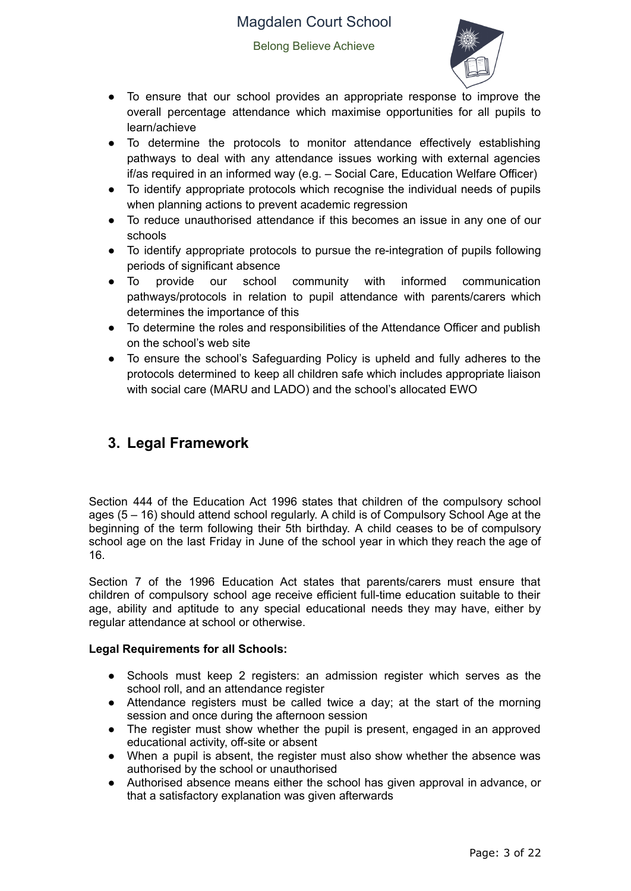- To ensure that our school provides an appropriate response to improve the overall percentage attendance which maximise opportunities for all pupils to learn/achieve
- To determine the protocols to monitor attendance effectively establishing pathways to deal with any attendance issues working with external agencies if/as required in an informed way (e.g. – Social Care, Education Welfare Officer)
- To identify appropriate protocols which recognise the individual needs of pupils when planning actions to prevent academic regression
- To reduce unauthorised attendance if this becomes an issue in any one of our schools
- To identify appropriate protocols to pursue the re-integration of pupils following periods of significant absence
- To provide our school community with informed communication pathways/protocols in relation to pupil attendance with parents/carers which determines the importance of this
- To determine the roles and responsibilities of the Attendance Officer and publish on the school's web site
- To ensure the school's Safeguarding Policy is upheld and fully adheres to the protocols determined to keep all children safe which includes appropriate liaison with social care (MARU and LADO) and the school's allocated EWO

## 3. Legal Framework

Section 444 of the Education Act 1996 states that children of the compulsory school ages (5 – 16) should attend school regularly. A child is of Compulsory School Age at the beginning of the term following their 5th birthday. A child ceases to be of compulsory school age on the last Friday in June of the school year in which they reach the age of 16.

Section 7 of the 1996 Education Act states that parents/carers must ensure that children of compulsory school age receive efficient full-time education suitable to their age, ability and aptitude to any special educational needs they may have, either by regular attendance at school or otherwise.

**Legal Requirements for all Schools:**

- Schools must keep 2 registers: an admission register which serves as the school roll, and an attendance register
- Attendance registers must be called twice a day; at the start of the morning session and once during the afternoon session
- The register must show whether the pupil is present, engaged in an approved educational activity, off-site or absent
- When a pupil is absent, the register must also show whether the absence was authorised by the school or unauthorised
- Authorised absence means either the school has given approval in advance, or that a satisfactory explanation was given afterwards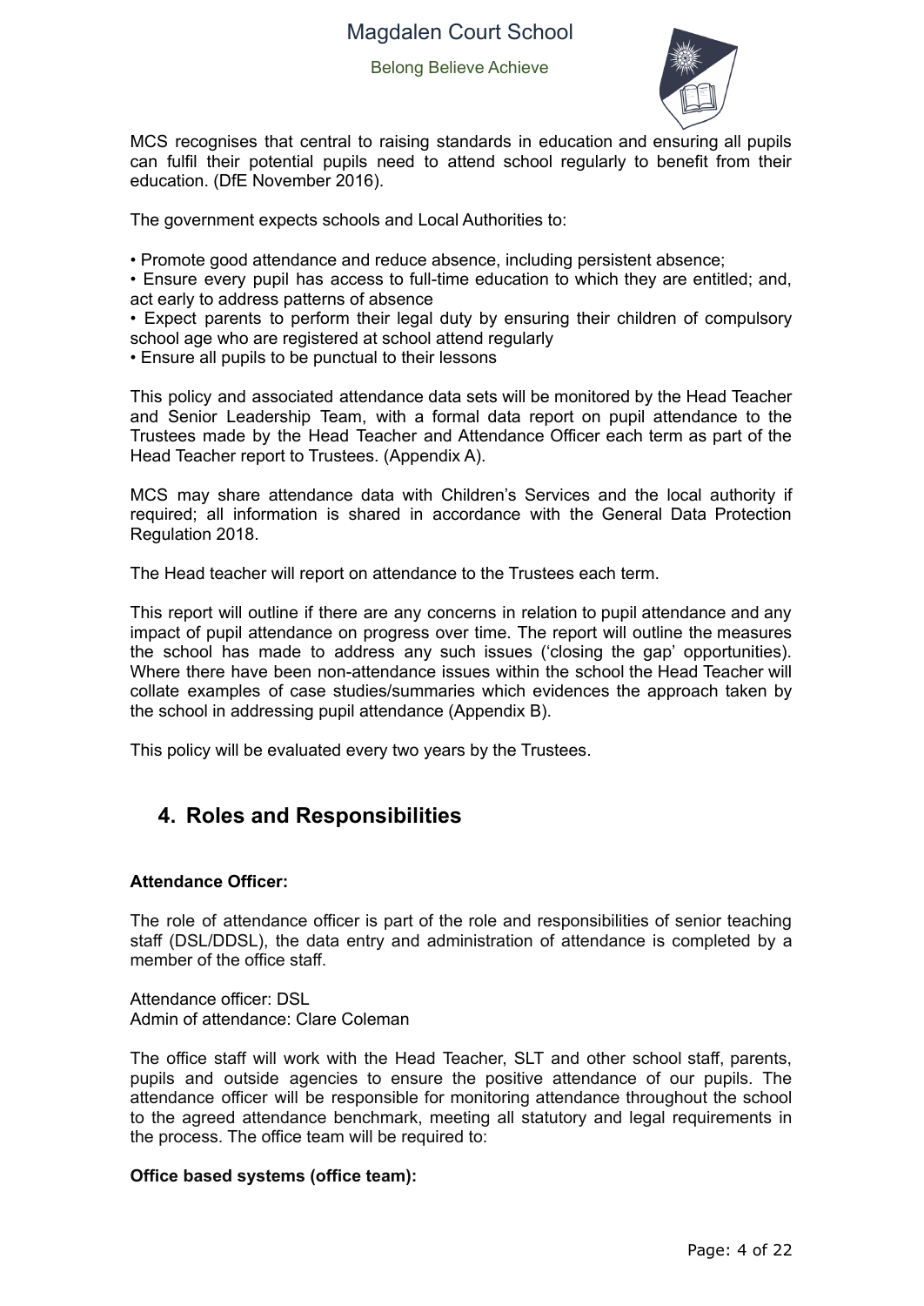MCS recognises that central to raising standards in education and ensuring all pupils can fulfil their potential pupils need to attend school regularly to benefit from their education. (DfE November 2016).

The government expects schools and Local Authorities to:

• Promote good attendance and reduce absence, including persistent absence;
• Ensure every pupil has access to full-time education to which they are entitled; and, act early to address patterns of absence
• Expect parents to perform their legal duty by ensuring their children of compulsory school age who are registered at school attend regularly
• Ensure all pupils to be punctual to their lessons

This policy and associated attendance data sets will be monitored by the Head Teacher and Senior Leadership Team, with a formal data report on pupil attendance to the Trustees made by the Head Teacher and Attendance Officer each term as part of the Head Teacher report to Trustees. (Appendix A).

MCS may share attendance data with Children's Services and the local authority if required; all information is shared in accordance with the General Data Protection Regulation 2018.

The Head teacher will report on attendance to the Trustees each term.

This report will outline if there are any concerns in relation to pupil attendance and any impact of pupil attendance on progress over time. The report will outline the measures the school has made to address any such issues ('closing the gap' opportunities). Where there have been non-attendance issues within the school the Head Teacher will collate examples of case studies/summaries which evidences the approach taken by the school in addressing pupil attendance (Appendix B).

This policy will be evaluated every two years by the Trustees.

## 4. Roles and Responsibilities

**Attendance Officer:**

The role of attendance officer is part of the role and responsibilities of senior teaching staff (DSL/DDSL), the data entry and administration of attendance is completed by a member of the office staff.

Attendance officer: DSL
Admin of attendance: Clare Coleman

The office staff will work with the Head Teacher, SLT and other school staff, parents, pupils and outside agencies to ensure the positive attendance of our pupils. The attendance officer will be responsible for monitoring attendance throughout the school to the agreed attendance benchmark, meeting all statutory and legal requirements in the process. The office team will be required to:

**Office based systems (office team):**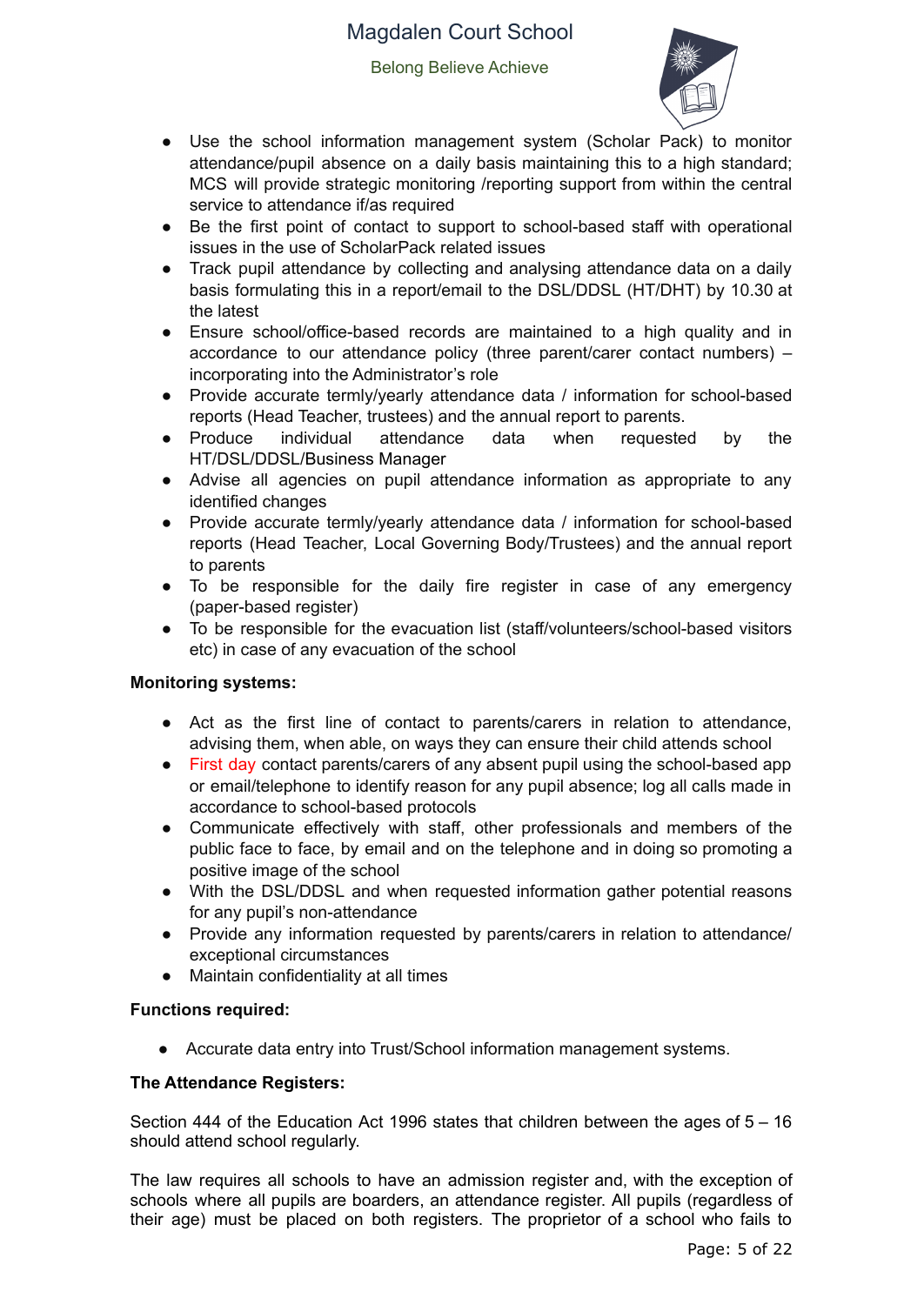- Use the school information management system (Scholar Pack) to monitor attendance/pupil absence on a daily basis maintaining this to a high standard; MCS will provide strategic monitoring /reporting support from within the central service to attendance if/as required
- Be the first point of contact to support to school-based staff with operational issues in the use of ScholarPack related issues
- Track pupil attendance by collecting and analysing attendance data on a daily basis formulating this in a report/email to the DSL/DDSL (HT/DHT) by 10.30 at the latest
- Ensure school/office-based records are maintained to a high quality and in accordance to our attendance policy (three parent/carer contact numbers) – incorporating into the Administrator's role
- Provide accurate termly/yearly attendance data / information for school-based reports (Head Teacher, trustees) and the annual report to parents.
- Produce individual attendance data when requested by the HT/DSL/DDSL/Business Manager
- Advise all agencies on pupil attendance information as appropriate to any identified changes
- Provide accurate termly/yearly attendance data / information for school-based reports (Head Teacher, Local Governing Body/Trustees) and the annual report to parents
- To be responsible for the daily fire register in case of any emergency (paper-based register)
- To be responsible for the evacuation list (staff/volunteers/school-based visitors etc) in case of any evacuation of the school

**Monitoring systems:**

- Act as the first line of contact to parents/carers in relation to attendance, advising them, when able, on ways they can ensure their child attends school
- First day contact parents/carers of any absent pupil using the school-based app or email/telephone to identify reason for any pupil absence; log all calls made in accordance to school-based protocols
- Communicate effectively with staff, other professionals and members of the public face to face, by email and on the telephone and in doing so promoting a positive image of the school
- With the DSL/DDSL and when requested information gather potential reasons for any pupil's non-attendance
- Provide any information requested by parents/carers in relation to attendance/ exceptional circumstances
- Maintain confidentiality at all times

**Functions required:**

- Accurate data entry into Trust/School information management systems.

**The Attendance Registers:**

Section 444 of the Education Act 1996 states that children between the ages of 5 – 16 should attend school regularly.

The law requires all schools to have an admission register and, with the exception of schools where all pupils are boarders, an attendance register. All pupils (regardless of their age) must be placed on both registers. The proprietor of a school who fails to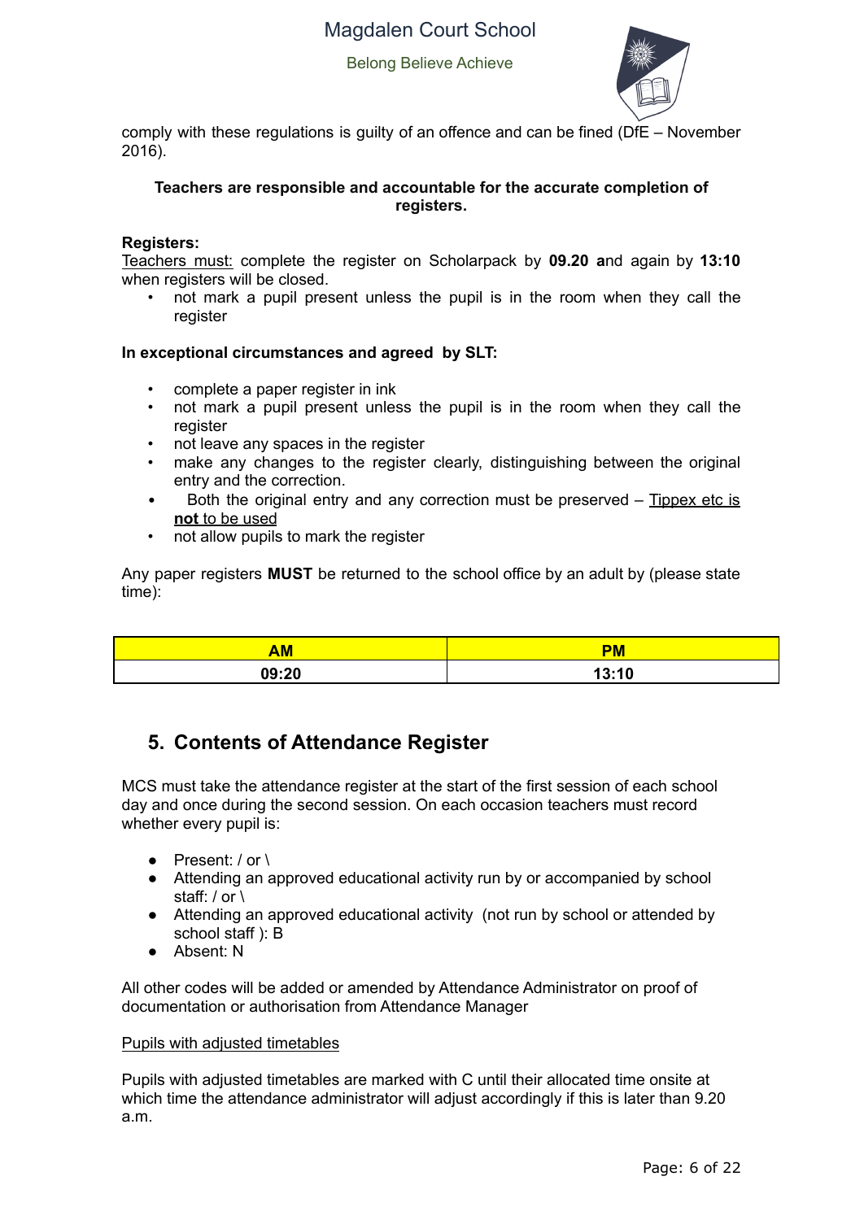comply with these regulations is guilty of an offence and can be fined (DfE – November 2016).

**Teachers are responsible and accountable for the accurate completion of registers.**

**Registers:**

Teachers must: complete the register on Scholarpack by **09.20 a**nd again by **13:10** when registers will be closed.

- not mark a pupil present unless the pupil is in the room when they call the register

**In exceptional circumstances and agreed by SLT:**

- complete a paper register in ink
- not mark a pupil present unless the pupil is in the room when they call the register
- not leave any spaces in the register
- make any changes to the register clearly, distinguishing between the original entry and the correction.
- Both the original entry and any correction must be preserved – Tippex etc is **not** to be used
- not allow pupils to mark the register

Any paper registers **MUST** be returned to the school office by an adult by (please state time):

| AM | PM |
|---|---|
| **09:20** | **13:10** |

## 5. Contents of Attendance Register

MCS must take the attendance register at the start of the first session of each school day and once during the second session. On each occasion teachers must record whether every pupil is:

- Present: / or \
- Attending an approved educational activity run by or accompanied by school staff: / or \
- Attending an approved educational activity (not run by school or attended by school staff ): B
- Absent: N

All other codes will be added or amended by Attendance Administrator on proof of documentation or authorisation from Attendance Manager

Pupils with adjusted timetables

Pupils with adjusted timetables are marked with C until their allocated time onsite at which time the attendance administrator will adjust accordingly if this is later than 9.20 a.m.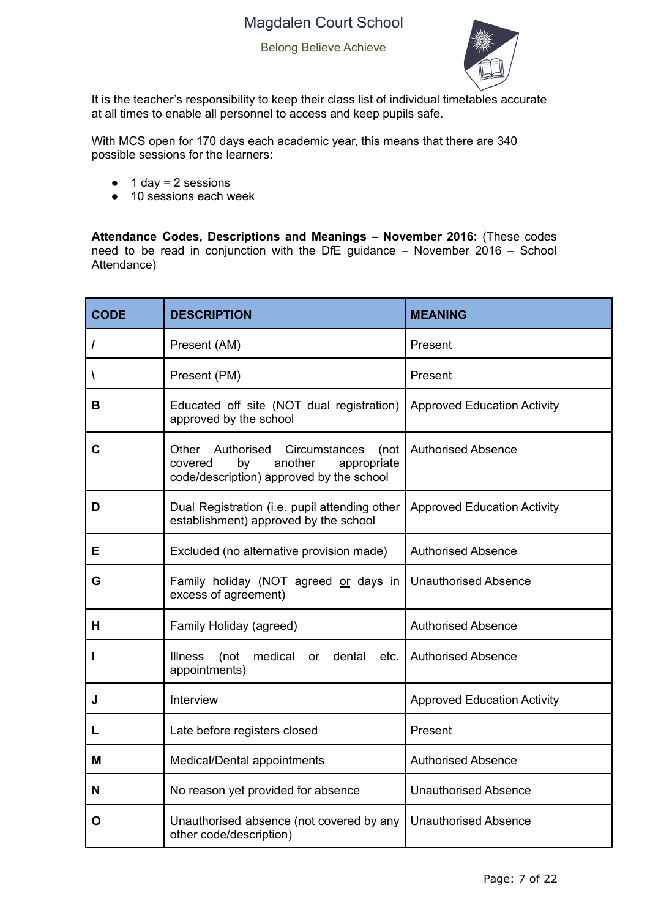It is the teacher's responsibility to keep their class list of individual timetables accurate at all times to enable all personnel to access and keep pupils safe.

With MCS open for 170 days each academic year, this means that there are 340 possible sessions for the learners:

- 1 day = 2 sessions
- 10 sessions each week

**Attendance Codes, Descriptions and Meanings – November 2016:** (These codes need to be read in conjunction with the DfE guidance – November 2016 – School Attendance)

| CODE | DESCRIPTION | MEANING |
|---|---|---|
| **/** | Present (AM) | Present |
| **\** | Present (PM) | Present |
| **B** | Educated off site (NOT dual registration) approved by the school | Approved Education Activity |
| **C** | Other Authorised Circumstances (not covered by another appropriate code/description) approved by the school | Authorised Absence |
| **D** | Dual Registration (i.e. pupil attending other establishment) approved by the school | Approved Education Activity |
| **E** | Excluded (no alternative provision made) | Authorised Absence |
| **G** | Family holiday (NOT agreed or days in excess of agreement) | Unauthorised Absence |
| **H** | Family Holiday (agreed) | Authorised Absence |
| **I** | Illness (not medical or dental etc. appointments) | Authorised Absence |
| **J** | Interview | Approved Education Activity |
| **L** | Late before registers closed | Present |
| **M** | Medical/Dental appointments | Authorised Absence |
| **N** | No reason yet provided for absence | Unauthorised Absence |
| **O** | Unauthorised absence (not covered by any other code/description) | Unauthorised Absence |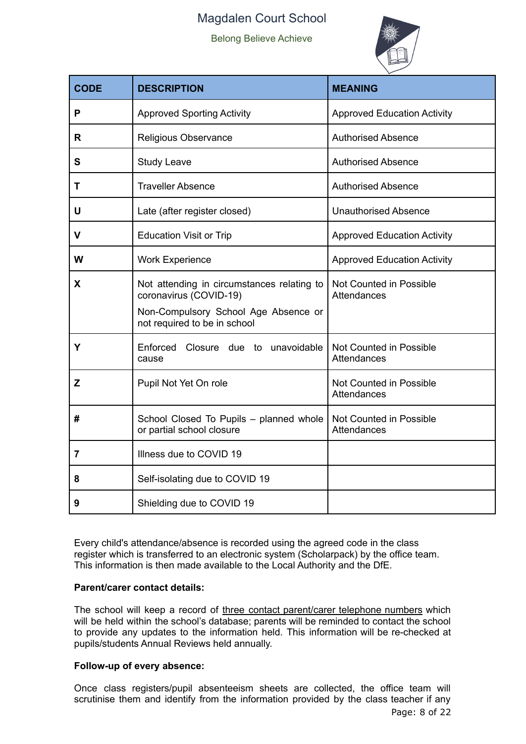| CODE | DESCRIPTION | MEANING |
|---|---|---|
| **P** | Approved Sporting Activity | Approved Education Activity |
| **R** | Religious Observance | Authorised Absence |
| **S** | Study Leave | Authorised Absence |
| **T** | Traveller Absence | Authorised Absence |
| **U** | Late (after register closed) | Unauthorised Absence |
| **V** | Education Visit or Trip | Approved Education Activity |
| **W** | Work Experience | Approved Education Activity |
| **X** | Not attending in circumstances relating to coronavirus (COVID-19)<br>Non-Compulsory School Age Absence or not required to be in school | Not Counted in Possible Attendances |
| **Y** | Enforced Closure due to unavoidable cause | Not Counted in Possible Attendances |
| **Z** | Pupil Not Yet On role | Not Counted in Possible Attendances |
| **#** | School Closed To Pupils – planned whole or partial school closure | Not Counted in Possible Attendances |
| **7** | Illness due to COVID 19 | |
| **8** | Self-isolating due to COVID 19 | |
| **9** | Shielding due to COVID 19 | |

Every child's attendance/absence is recorded using the agreed code in the class register which is transferred to an electronic system (Scholarpack) by the office team. This information is then made available to the Local Authority and the DfE.

**Parent/carer contact details:**

The school will keep a record of <u>three contact parent/carer telephone numbers</u> which will be held within the school's database; parents will be reminded to contact the school to provide any updates to the information held. This information will be re-checked at pupils/students Annual Reviews held annually.

**Follow-up of every absence:**

Once class registers/pupil absenteeism sheets are collected, the office team will scrutinise them and identify from the information provided by the class teacher if any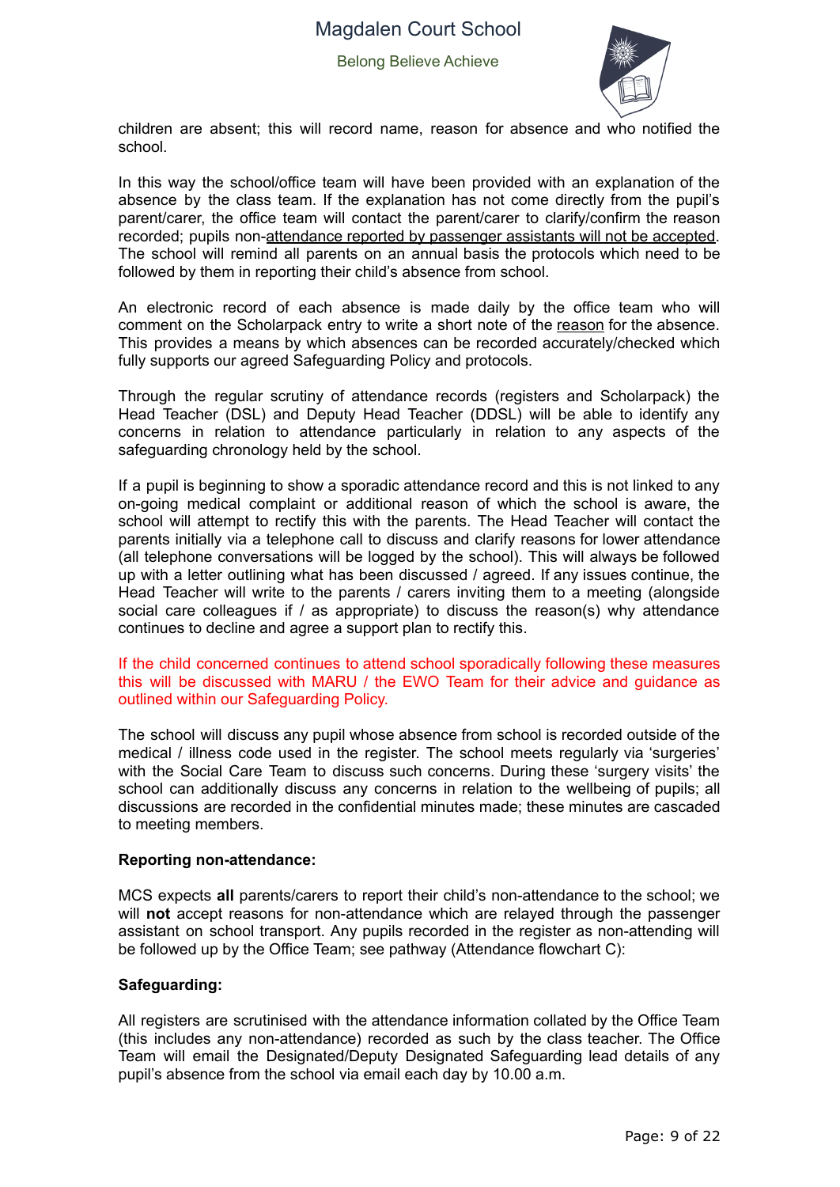children are absent; this will record name, reason for absence and who notified the school.

In this way the school/office team will have been provided with an explanation of the absence by the class team. If the explanation has not come directly from the pupil's parent/carer, the office team will contact the parent/carer to clarify/confirm the reason recorded; pupils non-attendance reported by passenger assistants will not be accepted. The school will remind all parents on an annual basis the protocols which need to be followed by them in reporting their child's absence from school.

An electronic record of each absence is made daily by the office team who will comment on the Scholarpack entry to write a short note of the reason for the absence. This provides a means by which absences can be recorded accurately/checked which fully supports our agreed Safeguarding Policy and protocols.

Through the regular scrutiny of attendance records (registers and Scholarpack) the Head Teacher (DSL) and Deputy Head Teacher (DDSL) will be able to identify any concerns in relation to attendance particularly in relation to any aspects of the safeguarding chronology held by the school.

If a pupil is beginning to show a sporadic attendance record and this is not linked to any on-going medical complaint or additional reason of which the school is aware, the school will attempt to rectify this with the parents. The Head Teacher will contact the parents initially via a telephone call to discuss and clarify reasons for lower attendance (all telephone conversations will be logged by the school). This will always be followed up with a letter outlining what has been discussed / agreed. If any issues continue, the Head Teacher will write to the parents / carers inviting them to a meeting (alongside social care colleagues if / as appropriate) to discuss the reason(s) why attendance continues to decline and agree a support plan to rectify this.

If the child concerned continues to attend school sporadically following these measures this will be discussed with MARU / the EWO Team for their advice and guidance as outlined within our Safeguarding Policy.

The school will discuss any pupil whose absence from school is recorded outside of the medical / illness code used in the register. The school meets regularly via 'surgeries' with the Social Care Team to discuss such concerns. During these 'surgery visits' the school can additionally discuss any concerns in relation to the wellbeing of pupils; all discussions are recorded in the confidential minutes made; these minutes are cascaded to meeting members.

**Reporting non-attendance:**

MCS expects **all** parents/carers to report their child's non-attendance to the school; we will **not** accept reasons for non-attendance which are relayed through the passenger assistant on school transport. Any pupils recorded in the register as non-attending will be followed up by the Office Team; see pathway (Attendance flowchart C):

**Safeguarding:**

All registers are scrutinised with the attendance information collated by the Office Team (this includes any non-attendance) recorded as such by the class teacher. The Office Team will email the Designated/Deputy Designated Safeguarding lead details of any pupil's absence from the school via email each day by 10.00 a.m.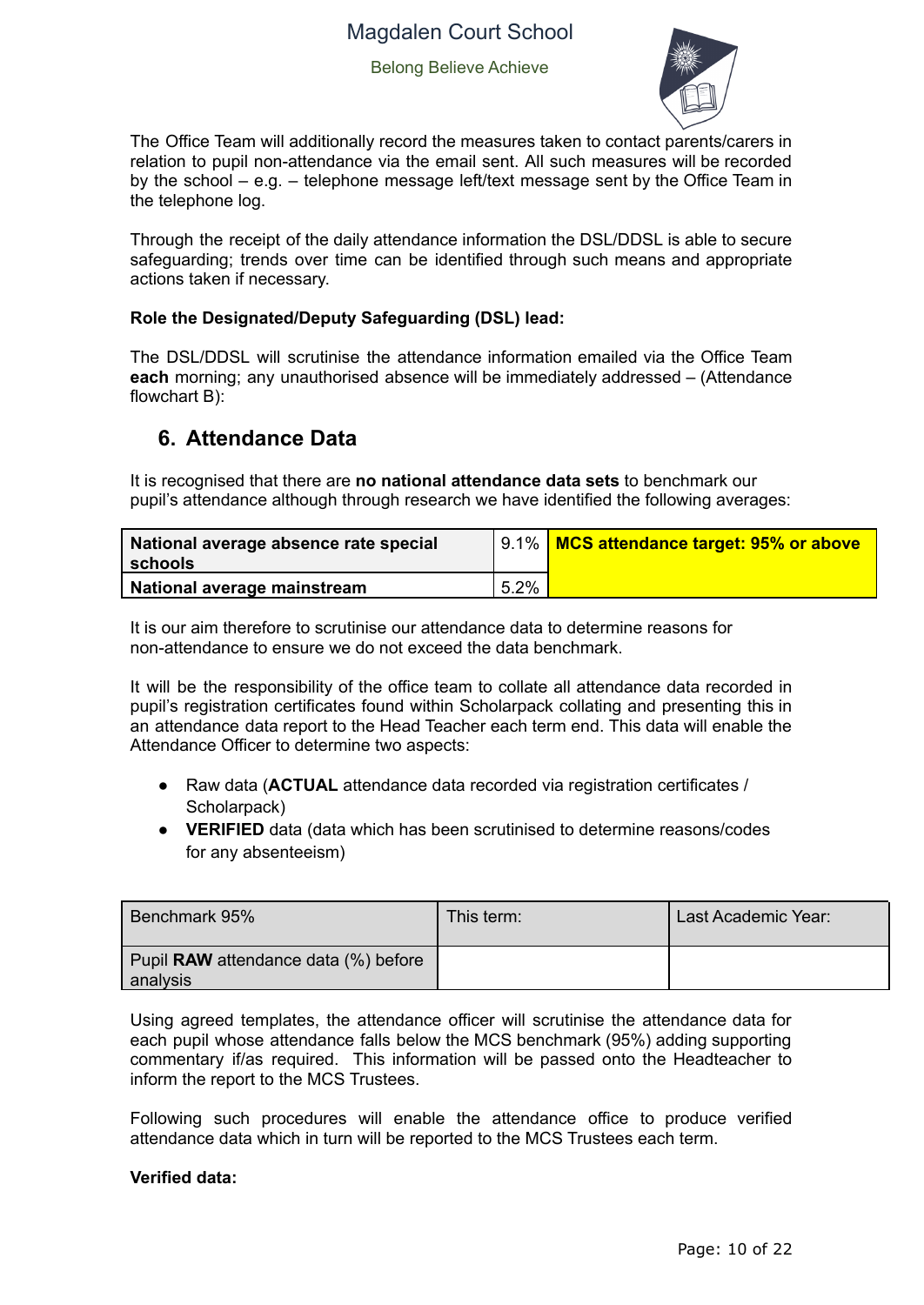The Office Team will additionally record the measures taken to contact parents/carers in relation to pupil non-attendance via the email sent. All such measures will be recorded by the school – e.g. – telephone message left/text message sent by the Office Team in the telephone log.

Through the receipt of the daily attendance information the DSL/DDSL is able to secure safeguarding; trends over time can be identified through such means and appropriate actions taken if necessary.

**Role the Designated/Deputy Safeguarding (DSL) lead:**

The DSL/DDSL will scrutinise the attendance information emailed via the Office Team **each** morning; any unauthorised absence will be immediately addressed – (Attendance flowchart B):

## 6. Attendance Data

It is recognised that there are **no national attendance data sets** to benchmark our pupil's attendance although through research we have identified the following averages:

| | | |
|---|---|---|
| **National average absence rate special schools** | 9.1% | **MCS attendance target: 95% or above** |
| **National average mainstream** | 5.2% | |

It is our aim therefore to scrutinise our attendance data to determine reasons for non-attendance to ensure we do not exceed the data benchmark.

It will be the responsibility of the office team to collate all attendance data recorded in pupil's registration certificates found within Scholarpack collating and presenting this in an attendance data report to the Head Teacher each term end. This data will enable the Attendance Officer to determine two aspects:

- Raw data (**ACTUAL** attendance data recorded via registration certificates / Scholarpack)
- **VERIFIED** data (data which has been scrutinised to determine reasons/codes for any absenteeism)

| Benchmark 95% | This term: | Last Academic Year: |
|---|---|---|
| Pupil **RAW** attendance data (%) before analysis | | |

Using agreed templates, the attendance officer will scrutinise the attendance data for each pupil whose attendance falls below the MCS benchmark (95%) adding supporting commentary if/as required. This information will be passed onto the Headteacher to inform the report to the MCS Trustees.

Following such procedures will enable the attendance office to produce verified attendance data which in turn will be reported to the MCS Trustees each term.

**Verified data:**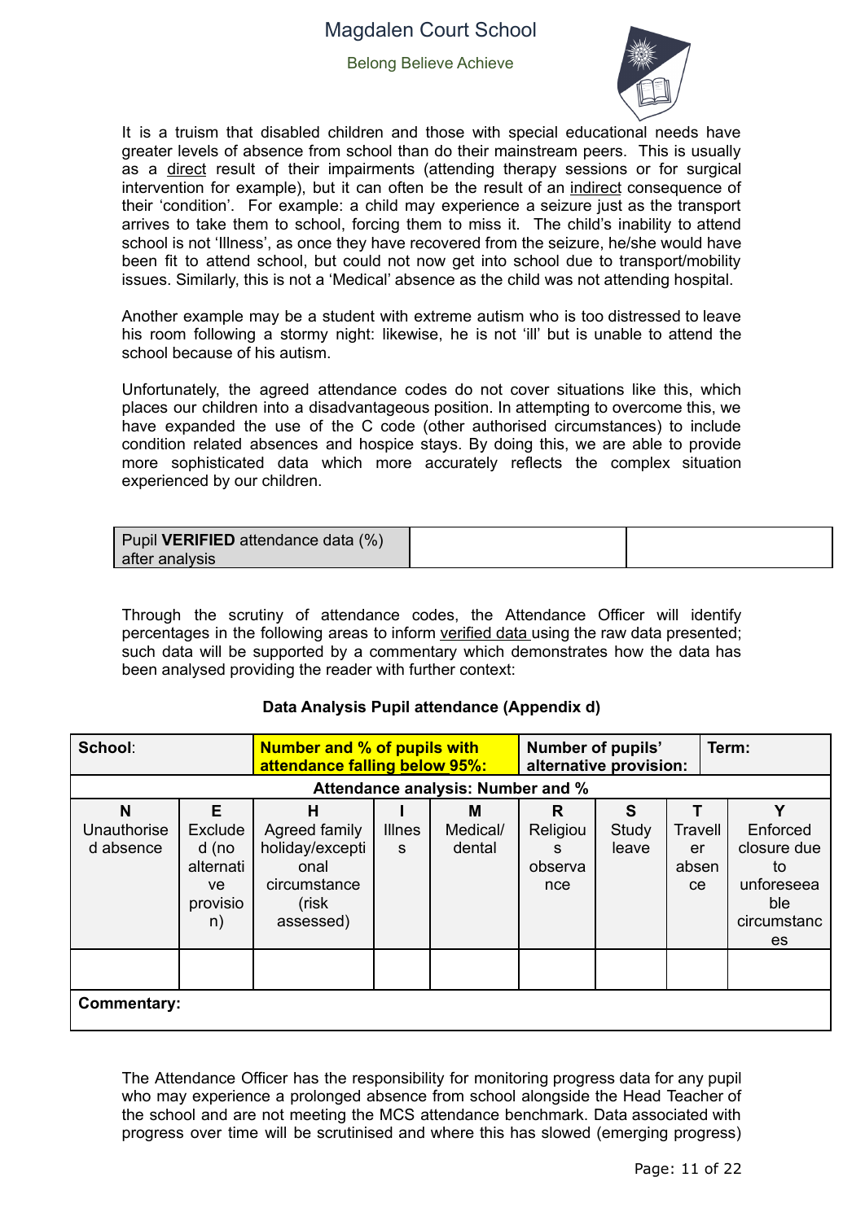It is a truism that disabled children and those with special educational needs have greater levels of absence from school than do their mainstream peers. This is usually as a direct result of their impairments (attending therapy sessions or for surgical intervention for example), but it can often be the result of an indirect consequence of their 'condition'. For example: a child may experience a seizure just as the transport arrives to take them to school, forcing them to miss it. The child's inability to attend school is not 'Illness', as once they have recovered from the seizure, he/she would have been fit to attend school, but could not now get into school due to transport/mobility issues. Similarly, this is not a 'Medical' absence as the child was not attending hospital.

Another example may be a student with extreme autism who is too distressed to leave his room following a stormy night: likewise, he is not 'ill' but is unable to attend the school because of his autism.

Unfortunately, the agreed attendance codes do not cover situations like this, which places our children into a disadvantageous position. In attempting to overcome this, we have expanded the use of the C code (other authorised circumstances) to include condition related absences and hospice stays. By doing this, we are able to provide more sophisticated data which more accurately reflects the complex situation experienced by our children.

| Pupil **VERIFIED** attendance data (%) after analysis | | |
|---|---|---|

Through the scrutiny of attendance codes, the Attendance Officer will identify percentages in the following areas to inform verified data using the raw data presented; such data will be supported by a commentary which demonstrates how the data has been analysed providing the reader with further context:

**Data Analysis Pupil attendance (Appendix d)**

| **School**: | | **Number and % of pupils with attendance falling below 95%:** | | | **Number of pupils' alternative provision:** | | **Term:** | |
|---|---|---|---|---|---|---|---|---|
| **Attendance analysis: Number and %** | | | | | | | | |
| **N** Unauthorised absence | **E** Excluded (no alternative provision) | **H** Agreed family holiday/exceptional circumstance (risk assessed) | **I** Illness | **M** Medical/ dental | **R** Religious observance | **S** Study leave | **T** Traveller absence | **Y** Enforced closure due to unforeseeable circumstances |
| | | | | | | | | |
| **Commentary:** | | | | | | | | |

The Attendance Officer has the responsibility for monitoring progress data for any pupil who may experience a prolonged absence from school alongside the Head Teacher of the school and are not meeting the MCS attendance benchmark. Data associated with progress over time will be scrutinised and where this has slowed (emerging progress)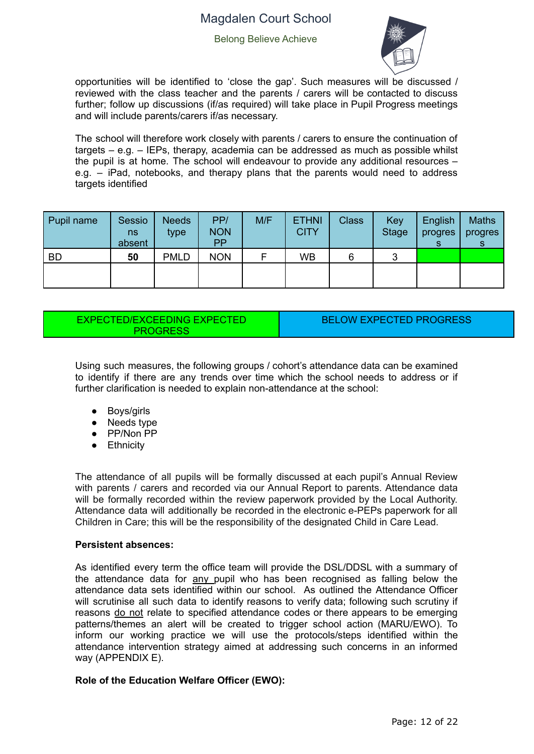opportunities will be identified to 'close the gap'. Such measures will be discussed / reviewed with the class teacher and the parents / carers will be contacted to discuss further; follow up discussions (if/as required) will take place in Pupil Progress meetings and will include parents/carers if/as necessary.

The school will therefore work closely with parents / carers to ensure the continuation of targets – e.g. – IEPs, therapy, academia can be addressed as much as possible whilst the pupil is at home. The school will endeavour to provide any additional resources – e.g. – iPad, notebooks, and therapy plans that the parents would need to address targets identified

| Pupil name | Sessions absent | Needs type | PP/ NON PP | M/F | ETHNICITY | Class | Key Stage | English progress | Maths progress |
|---|---|---|---|---|---|---|---|---|---|
| BD | **50** | PMLD | NON | F | WB | 6 | 3 | | |
| | | | | | | | | | |

| EXPECTED/EXCEEDING EXPECTED PROGRESS | BELOW EXPECTED PROGRESS |
|---|---|

Using such measures, the following groups / cohort's attendance data can be examined to identify if there are any trends over time which the school needs to address or if further clarification is needed to explain non-attendance at the school:

- Boys/girls
- Needs type
- PP/Non PP
- Ethnicity

The attendance of all pupils will be formally discussed at each pupil's Annual Review with parents / carers and recorded via our Annual Report to parents. Attendance data will be formally recorded within the review paperwork provided by the Local Authority. Attendance data will additionally be recorded in the electronic e-PEPs paperwork for all Children in Care; this will be the responsibility of the designated Child in Care Lead.

**Persistent absences:**

As identified every term the office team will provide the DSL/DDSL with a summary of the attendance data for any pupil who has been recognised as falling below the attendance data sets identified within our school. As outlined the Attendance Officer will scrutinise all such data to identify reasons to verify data; following such scrutiny if reasons do not relate to specified attendance codes or there appears to be emerging patterns/themes an alert will be created to trigger school action (MARU/EWO). To inform our working practice we will use the protocols/steps identified within the attendance intervention strategy aimed at addressing such concerns in an informed way (APPENDIX E).

**Role of the Education Welfare Officer (EWO):**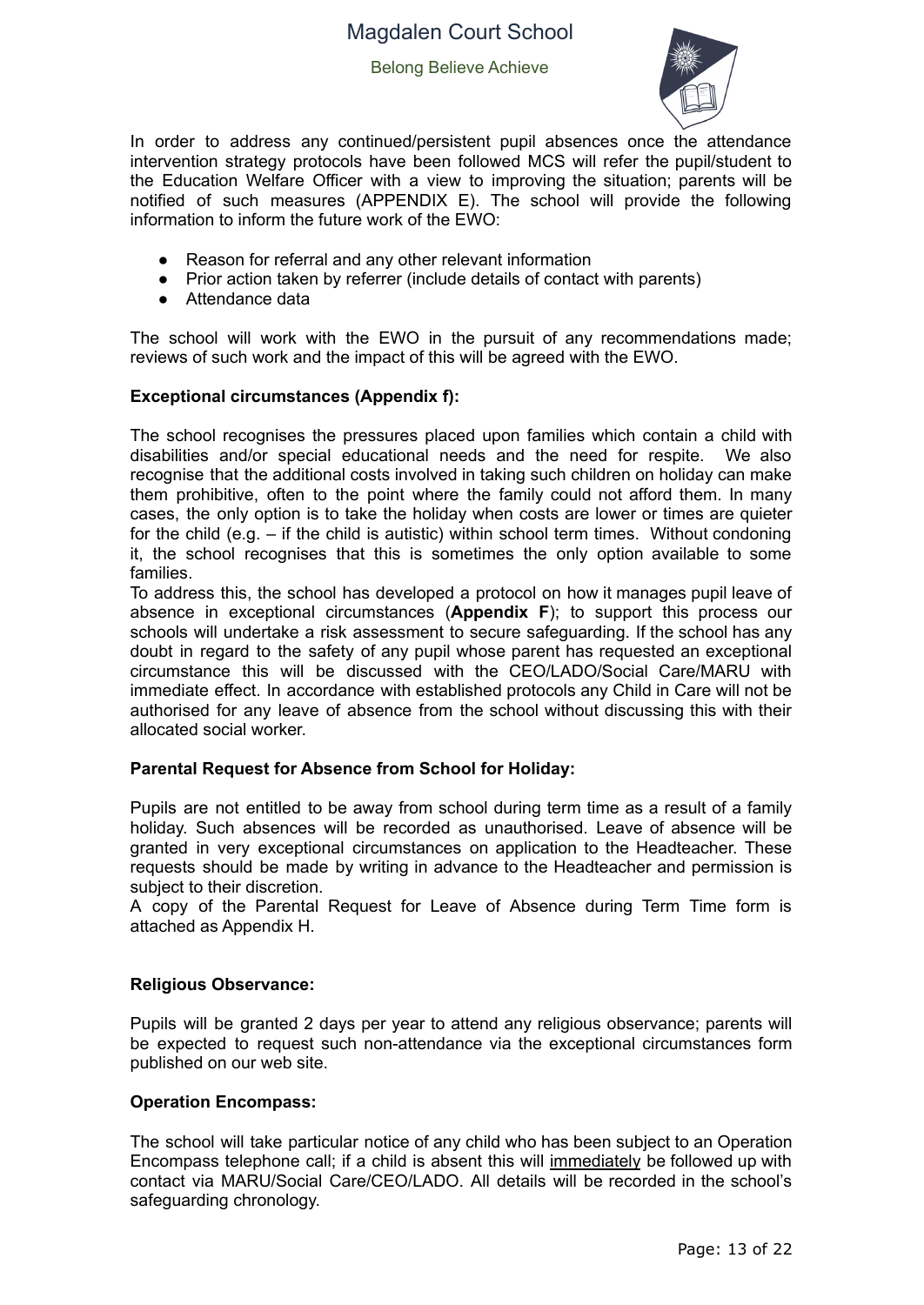In order to address any continued/persistent pupil absences once the attendance intervention strategy protocols have been followed MCS will refer the pupil/student to the Education Welfare Officer with a view to improving the situation; parents will be notified of such measures (APPENDIX E). The school will provide the following information to inform the future work of the EWO:

- Reason for referral and any other relevant information
- Prior action taken by referrer (include details of contact with parents)
- Attendance data

The school will work with the EWO in the pursuit of any recommendations made; reviews of such work and the impact of this will be agreed with the EWO.

**Exceptional circumstances (Appendix f):**

The school recognises the pressures placed upon families which contain a child with disabilities and/or special educational needs and the need for respite. We also recognise that the additional costs involved in taking such children on holiday can make them prohibitive, often to the point where the family could not afford them. In many cases, the only option is to take the holiday when costs are lower or times are quieter for the child (e.g. – if the child is autistic) within school term times. Without condoning it, the school recognises that this is sometimes the only option available to some families.

To address this, the school has developed a protocol on how it manages pupil leave of absence in exceptional circumstances (**Appendix F**); to support this process our schools will undertake a risk assessment to secure safeguarding. If the school has any doubt in regard to the safety of any pupil whose parent has requested an exceptional circumstance this will be discussed with the CEO/LADO/Social Care/MARU with immediate effect. In accordance with established protocols any Child in Care will not be authorised for any leave of absence from the school without discussing this with their allocated social worker.

**Parental Request for Absence from School for Holiday:**

Pupils are not entitled to be away from school during term time as a result of a family holiday. Such absences will be recorded as unauthorised. Leave of absence will be granted in very exceptional circumstances on application to the Headteacher. These requests should be made by writing in advance to the Headteacher and permission is subject to their discretion.

A copy of the Parental Request for Leave of Absence during Term Time form is attached as Appendix H.

**Religious Observance:**

Pupils will be granted 2 days per year to attend any religious observance; parents will be expected to request such non-attendance via the exceptional circumstances form published on our web site.

**Operation Encompass:**

The school will take particular notice of any child who has been subject to an Operation Encompass telephone call; if a child is absent this will immediately be followed up with contact via MARU/Social Care/CEO/LADO. All details will be recorded in the school's safeguarding chronology.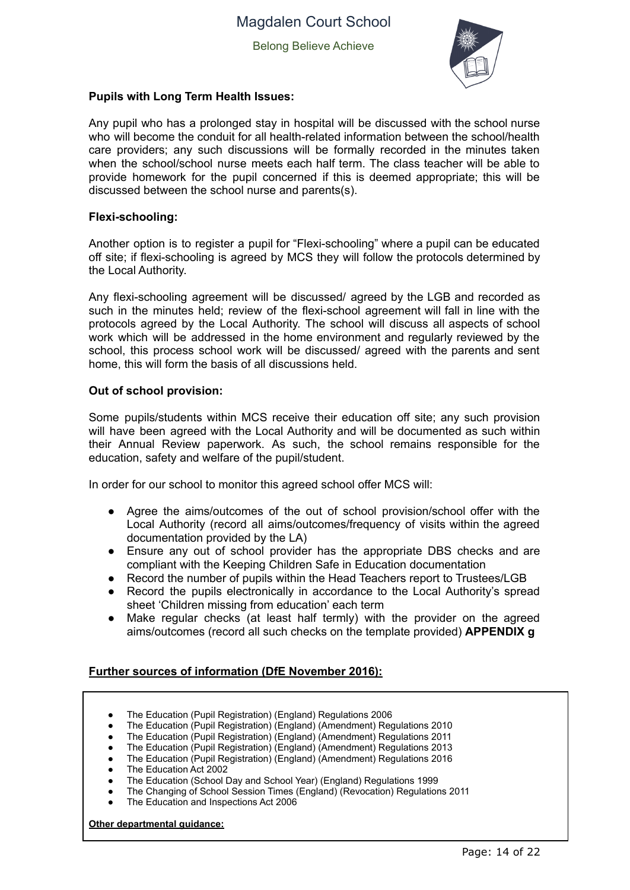**Pupils with Long Term Health Issues:**

Any pupil who has a prolonged stay in hospital will be discussed with the school nurse who will become the conduit for all health-related information between the school/health care providers; any such discussions will be formally recorded in the minutes taken when the school/school nurse meets each half term. The class teacher will be able to provide homework for the pupil concerned if this is deemed appropriate; this will be discussed between the school nurse and parents(s).

**Flexi-schooling:**

Another option is to register a pupil for "Flexi-schooling" where a pupil can be educated off site; if flexi-schooling is agreed by MCS they will follow the protocols determined by the Local Authority.

Any flexi-schooling agreement will be discussed/ agreed by the LGB and recorded as such in the minutes held; review of the flexi-school agreement will fall in line with the protocols agreed by the Local Authority. The school will discuss all aspects of school work which will be addressed in the home environment and regularly reviewed by the school, this process school work will be discussed/ agreed with the parents and sent home, this will form the basis of all discussions held.

**Out of school provision:**

Some pupils/students within MCS receive their education off site; any such provision will have been agreed with the Local Authority and will be documented as such within their Annual Review paperwork. As such, the school remains responsible for the education, safety and welfare of the pupil/student.

In order for our school to monitor this agreed school offer MCS will:

- Agree the aims/outcomes of the out of school provision/school offer with the Local Authority (record all aims/outcomes/frequency of visits within the agreed documentation provided by the LA)
- Ensure any out of school provider has the appropriate DBS checks and are compliant with the Keeping Children Safe in Education documentation
- Record the number of pupils within the Head Teachers report to Trustees/LGB
- Record the pupils electronically in accordance to the Local Authority's spread sheet 'Children missing from education' each term
- Make regular checks (at least half termly) with the provider on the agreed aims/outcomes (record all such checks on the template provided) **APPENDIX g**

**<u>Further sources of information (DfE November 2016):</u>**

- The Education (Pupil Registration) (England) Regulations 2006
- The Education (Pupil Registration) (England) (Amendment) Regulations 2010
- The Education (Pupil Registration) (England) (Amendment) Regulations 2011
- The Education (Pupil Registration) (England) (Amendment) Regulations 2013
- The Education (Pupil Registration) (England) (Amendment) Regulations 2016
- The Education Act 2002
- The Education (School Day and School Year) (England) Regulations 1999
- The Changing of School Session Times (England) (Revocation) Regulations 2011
- The Education and Inspections Act 2006

**<u>Other departmental guidance:</u>**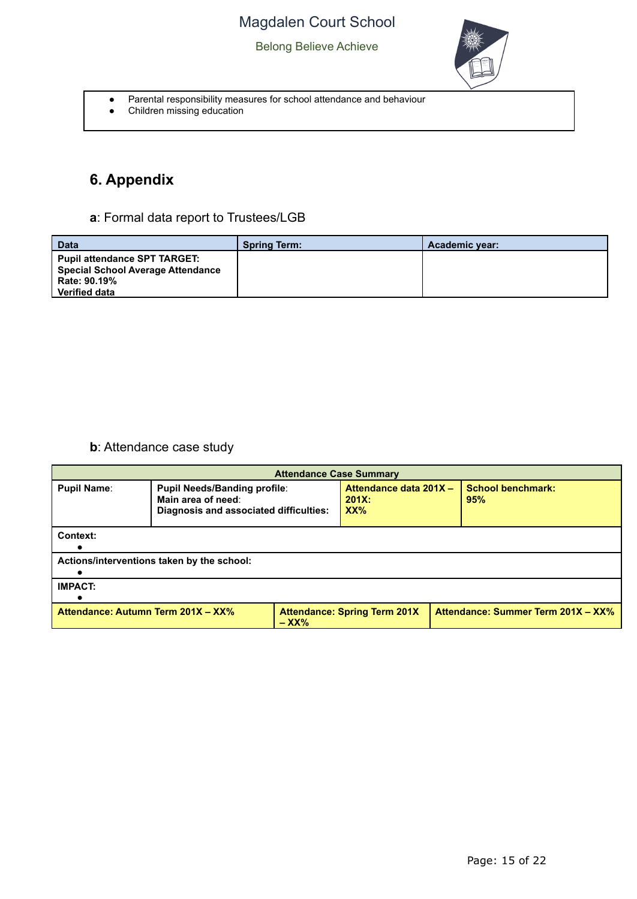- Parental responsibility measures for school attendance and behaviour
- Children missing education

## 6. Appendix

**a**: Formal data report to Trustees/LGB

| Data | Spring Term: | Academic year: |
|---|---|---|
| **Pupil attendance SPT TARGET: Special School Average Attendance Rate: 90.19% Verified data** | | |

**b**: Attendance case study

| **Attendance Case Summary** | | | |
|---|---|---|---|
| **Pupil Name**: | **Pupil Needs/Banding profile**: **Main area of need**: **Diagnosis and associated difficulties:** | **Attendance data 201X – 201X: XX%** | **School benchmark: 95%** |
| **Context:** • | | | |
| **Actions/interventions taken by the school:** • | | | |
| **IMPACT:** • | | | |
| **Attendance: Autumn Term 201X – XX%** | **Attendance: Spring Term 201X – XX%** | **Attendance: Summer Term 201X – XX%** | |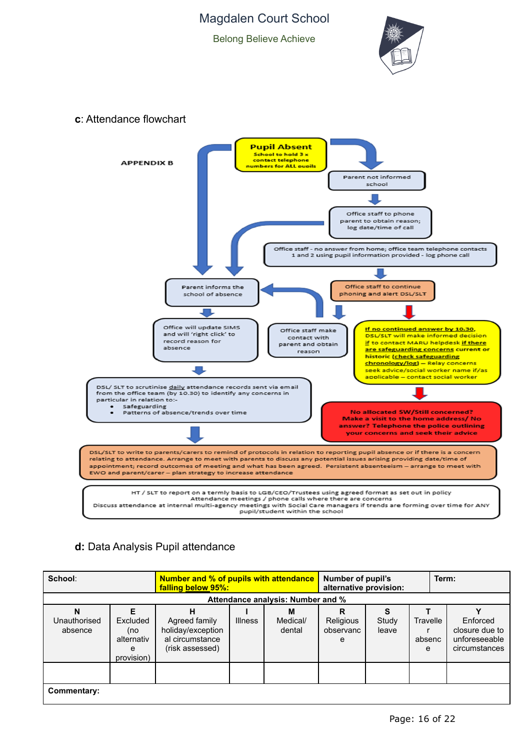**c**: Attendance flowchart

**APPENDIX B**

**Pupil Absent**
**School to hold 3 x contact telephone numbers for ALL pupils**

Parent not informed school

Office staff to phone parent to obtain reason; log date/time of call

Office staff - no answer from home; office team telephone contacts 1 and 2 using pupil information provided - log phone call

Office staff to continue phoning and alert DSL/SLT

Parent informs the school of absence

Office will update SIMS and will 'right click' to record reason for absence

Office staff make contact with parent and obtain reason

**If no continued answer by 10.30,** DSL/SLT will make informed decision **if** to contact MARU helpdesk **if there are safeguarding concerns** current or historic (**check safeguarding chronology/log**) – Relay concerns seek advice/social worker name if/as applicable – contact social worker

DSL/ SLT to scrutinise daily attendance records sent via email from the office team (by 10.30) to identify any concerns in particular in relation to:

- Safeguarding
- Patterns of absence/trends over time

**No allocated SW/Still concerned? Make a visit to the home address/ No answer? Telephone the police outlining your concerns and seek their advice**

DSL/SLT to write to parents/carers to remind of protocols in relation to reporting pupil absence or if there is a concern relating to attendance. Arrange to meet with parents to discuss any potential issues arising providing date/time of appointment; record outcomes of meeting and what has been agreed. Persistent absenteeism – arrange to meet with EWO and parent/carer – plan strategy to increase attendance

HT / SLT to report on a termly basis to LGB/CEO/Trustees using agreed format as set out in policy
Attendance meetings / phone calls where there are concerns
Discuss attendance at internal multi-agency meetings with Social Care managers if trends are forming over time for ANY pupil/student within the school

**d:** Data Analysis Pupil attendance

| **School**: | | **Number and % of pupils with attendance falling below 95%:** | | | **Number of pupil's alternative provision:** | | **Term:** | |
|---|---|---|---|---|---|---|---|---|
| **Attendance analysis: Number and %** | | | | | | | | |
| **N** Unauthorised absence | **E** Excluded (no alternative provision) | **H** Agreed family holiday/exceptional circumstance (risk assessed) | **I** Illness | **M** Medical/ dental | **R** Religious observance | **S** Study leave | **T** Traveller absence | **Y** Enforced closure due to unforeseeable circumstances |
| | | | | | | | | |
| **Commentary:** | | | | | | | | |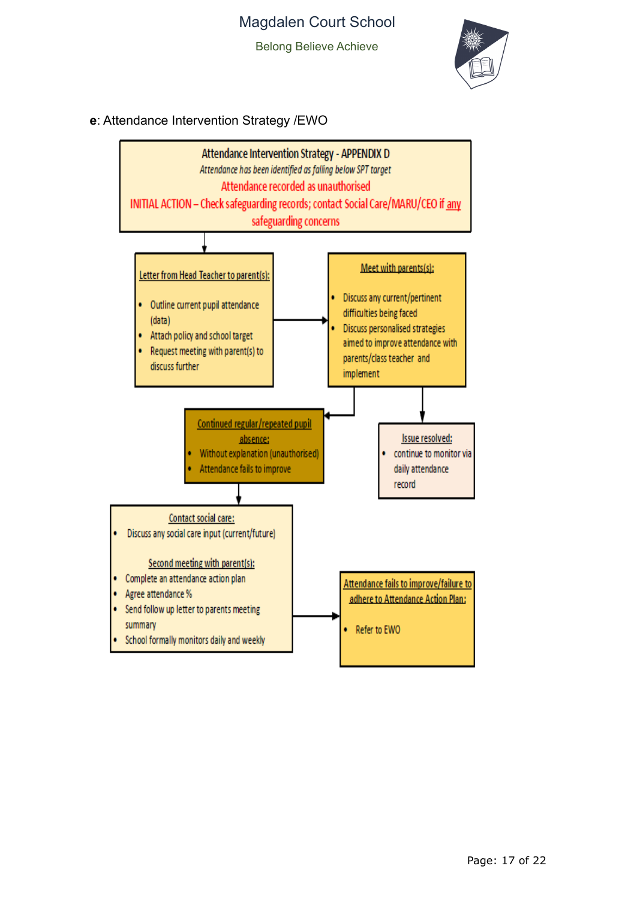**e**: Attendance Intervention Strategy /EWO

**Attendance Intervention Strategy - APPENDIX D**

*Attendance has been identified as falling below SPT target*

Attendance recorded as unauthorised

INITIAL ACTION – Check safeguarding records; contact Social Care/MARU/CEO if any safeguarding concerns

**Letter from Head Teacher to parent(s):**

- Outline current pupil attendance (data)
- Attach policy and school target
- Request meeting with parent(s) to discuss further

**Meet with parents(s):**

- Discuss any current/pertinent difficulties being faced
- Discuss personalised strategies aimed to improve attendance with parents/class teacher and implement

**Continued regular/repeated pupil absence:**

- Without explanation (unauthorised)
- Attendance fails to improve

**Issue resolved:**

- continue to monitor via daily attendance record

**Contact social care:**

- Discuss any social care input (current/future)

**Second meeting with parent(s):**

- Complete an attendance action plan
- Agree attendance %
- Send follow up letter to parents meeting summary
- School formally monitors daily and weekly

**Attendance fails to improve/failure to adhere to Attendance Action Plan:**

- Refer to EWO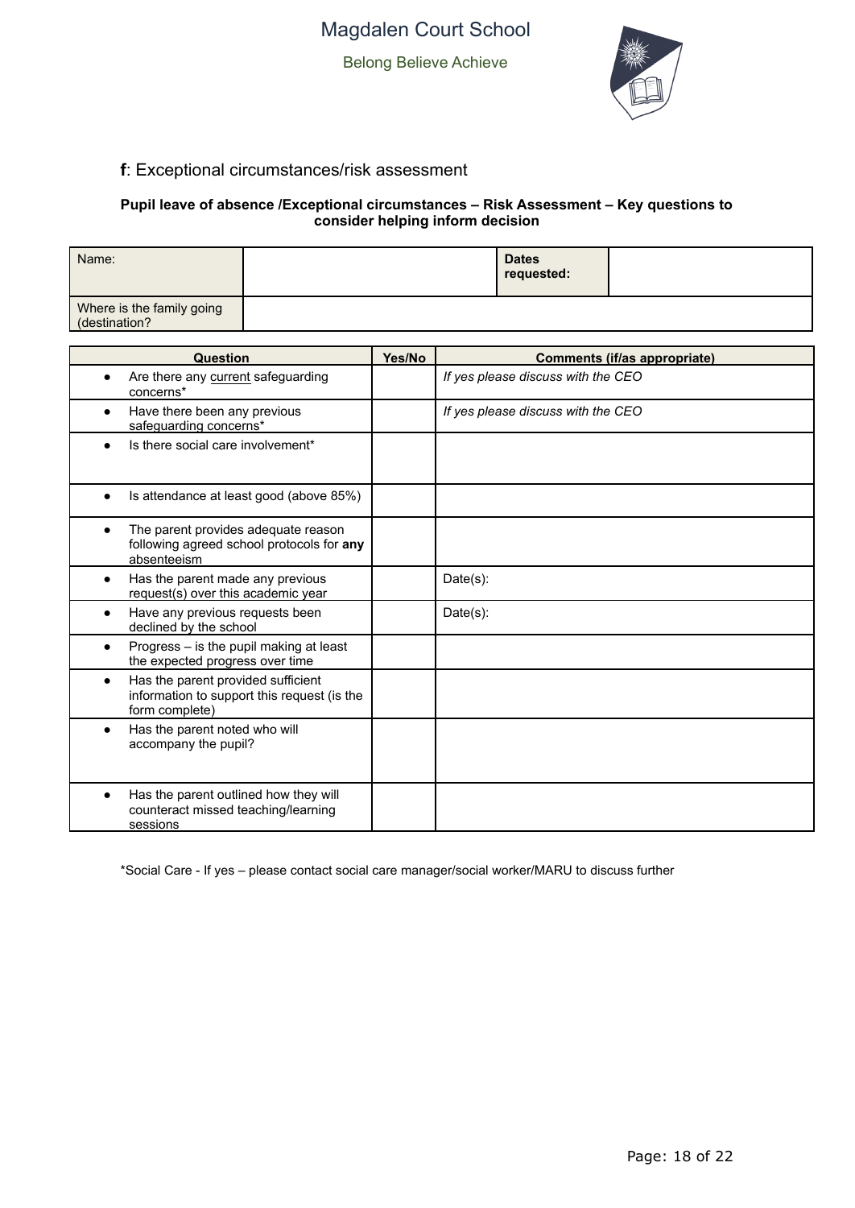**f**: Exceptional circumstances/risk assessment

**Pupil leave of absence /Exceptional circumstances – Risk Assessment – Key questions to consider helping inform decision**

| Name: | | Dates requested: | |
|---|---|---|---|
| Where is the family going (destination? | | | |

| Question | Yes/No | Comments (if/as appropriate) |
|---|---|---|
| • Are there any current safeguarding concerns* | | *If yes please discuss with the CEO* |
| • Have there been any previous safeguarding concerns* | | *If yes please discuss with the CEO* |
| • Is there social care involvement* | | |
| • Is attendance at least good (above 85%) | | |
| • The parent provides adequate reason following agreed school protocols for **any** absenteeism | | |
| • Has the parent made any previous request(s) over this academic year | | Date(s): |
| • Have any previous requests been declined by the school | | Date(s): |
| • Progress – is the pupil making at least the expected progress over time | | |
| • Has the parent provided sufficient information to support this request (is the form complete) | | |
| • Has the parent noted who will accompany the pupil? | | |
| • Has the parent outlined how they will counteract missed teaching/learning sessions | | |

*Social Care - If yes – please contact social care manager/social worker/MARU to discuss further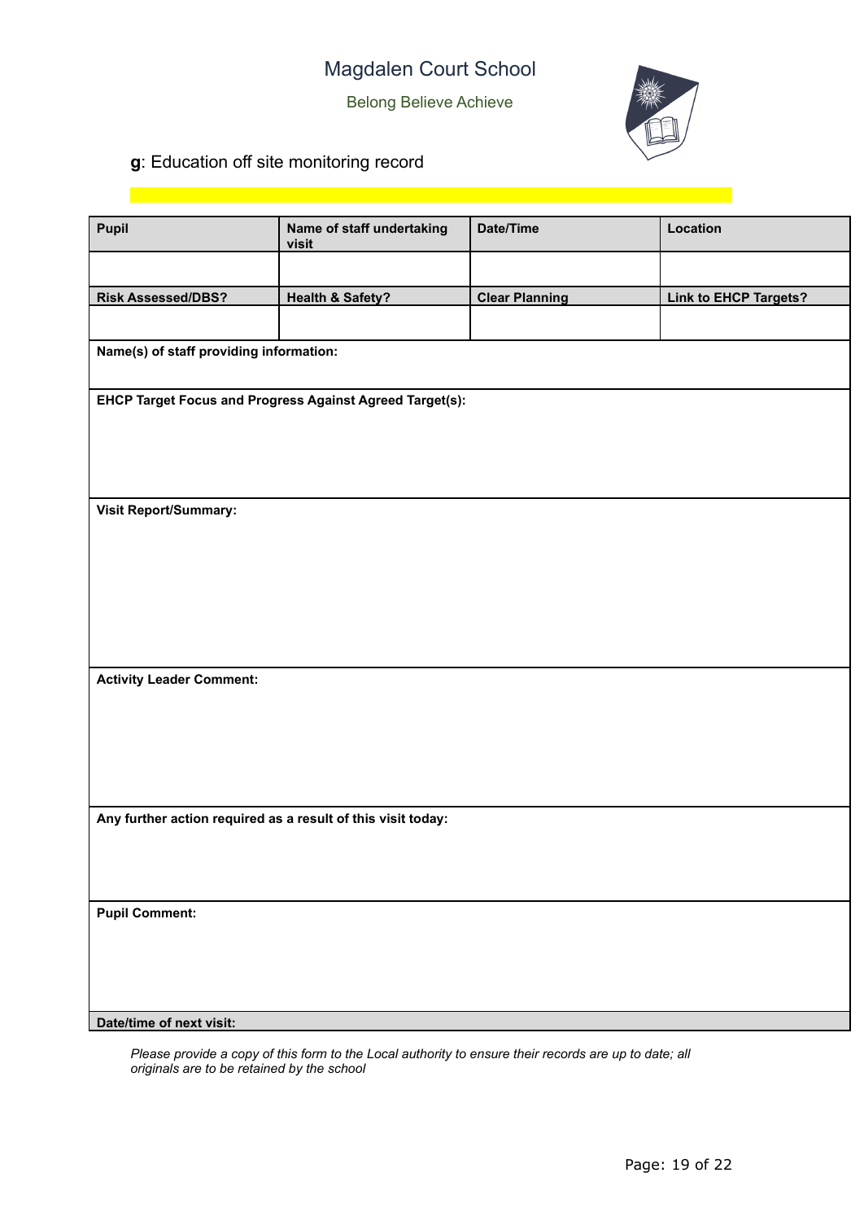Magdalen Court School

Belong Believe Achieve

**g**: Education off site monitoring record

| Pupil | Name of staff undertaking visit | Date/Time | Location |
|---|---|---|---|
| | | | |
| **Risk Assessed/DBS?** | **Health & Safety?** | **Clear Planning** | **Link to EHCP Targets?** |
| | | | |
| **Name(s) of staff providing information:** | | | |
| **EHCP Target Focus and Progress Against Agreed Target(s):** | | | |
| **Visit Report/Summary:** | | | |
| **Activity Leader Comment:** | | | |
| **Any further action required as a result of this visit today:** | | | |
| **Pupil Comment:** | | | |
| **Date/time of next visit:** | | | |

*Please provide a copy of this form to the Local authority to ensure their records are up to date; all originals are to be retained by the school*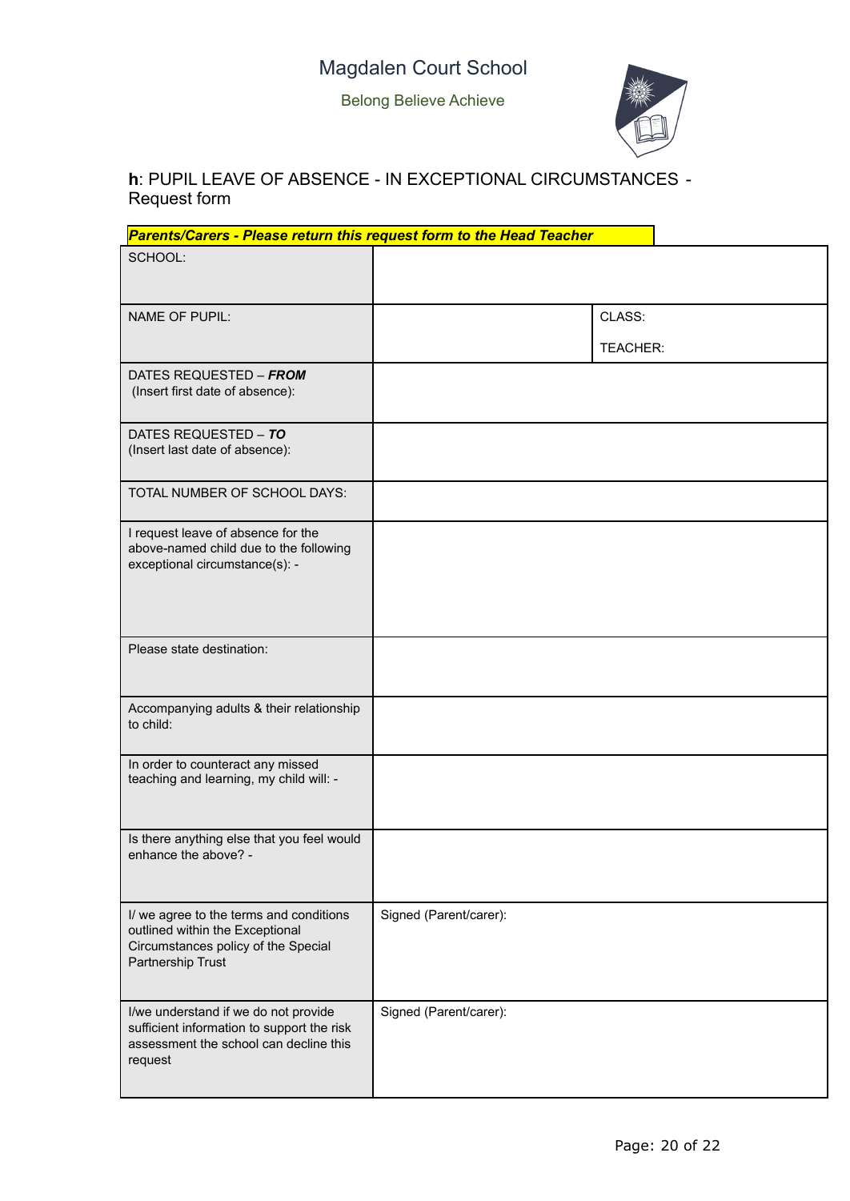Magdalen Court School

Belong Believe Achieve

**h**: PUPIL LEAVE OF ABSENCE - IN EXCEPTIONAL CIRCUMSTANCES - Request form

***Parents/Carers - Please return this request form to the Head Teacher***

| | | |
|---|---|---|
| SCHOOL: | | |
| NAME OF PUPIL: | | CLASS:<br><br>TEACHER: |
| DATES REQUESTED – ***FROM***<br>(Insert first date of absence): | | |
| DATES REQUESTED – ***TO***<br>(Insert last date of absence): | | |
| TOTAL NUMBER OF SCHOOL DAYS: | | |
| I request leave of absence for the above-named child due to the following exceptional circumstance(s): - | | |
| Please state destination: | | |
| Accompanying adults & their relationship to child: | | |
| In order to counteract any missed teaching and learning, my child will: - | | |
| Is there anything else that you feel would enhance the above? - | | |
| I/ we agree to the terms and conditions outlined within the Exceptional Circumstances policy of the Special Partnership Trust | Signed (Parent/carer): | |
| I/we understand if we do not provide sufficient information to support the risk assessment the school can decline this request | Signed (Parent/carer): | |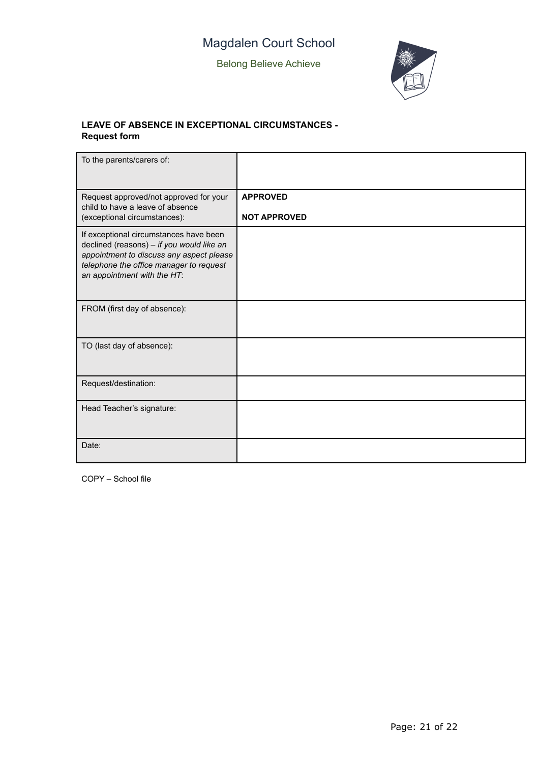Magdalen Court School

Belong Believe Achieve

**LEAVE OF ABSENCE IN EXCEPTIONAL CIRCUMSTANCES - Request form**

| | |
|---|---|
| To the parents/carers of: | |
| Request approved/not approved for your child to have a leave of absence (exceptional circumstances): | **APPROVED**<br><br>**NOT APPROVED** |
| If exceptional circumstances have been declined (reasons) – *if you would like an appointment to discuss any aspect please telephone the office manager to request an appointment with the HT*: | |
| FROM (first day of absence): | |
| TO (last day of absence): | |
| Request/destination: | |
| Head Teacher's signature: | |
| Date: | |

COPY – School file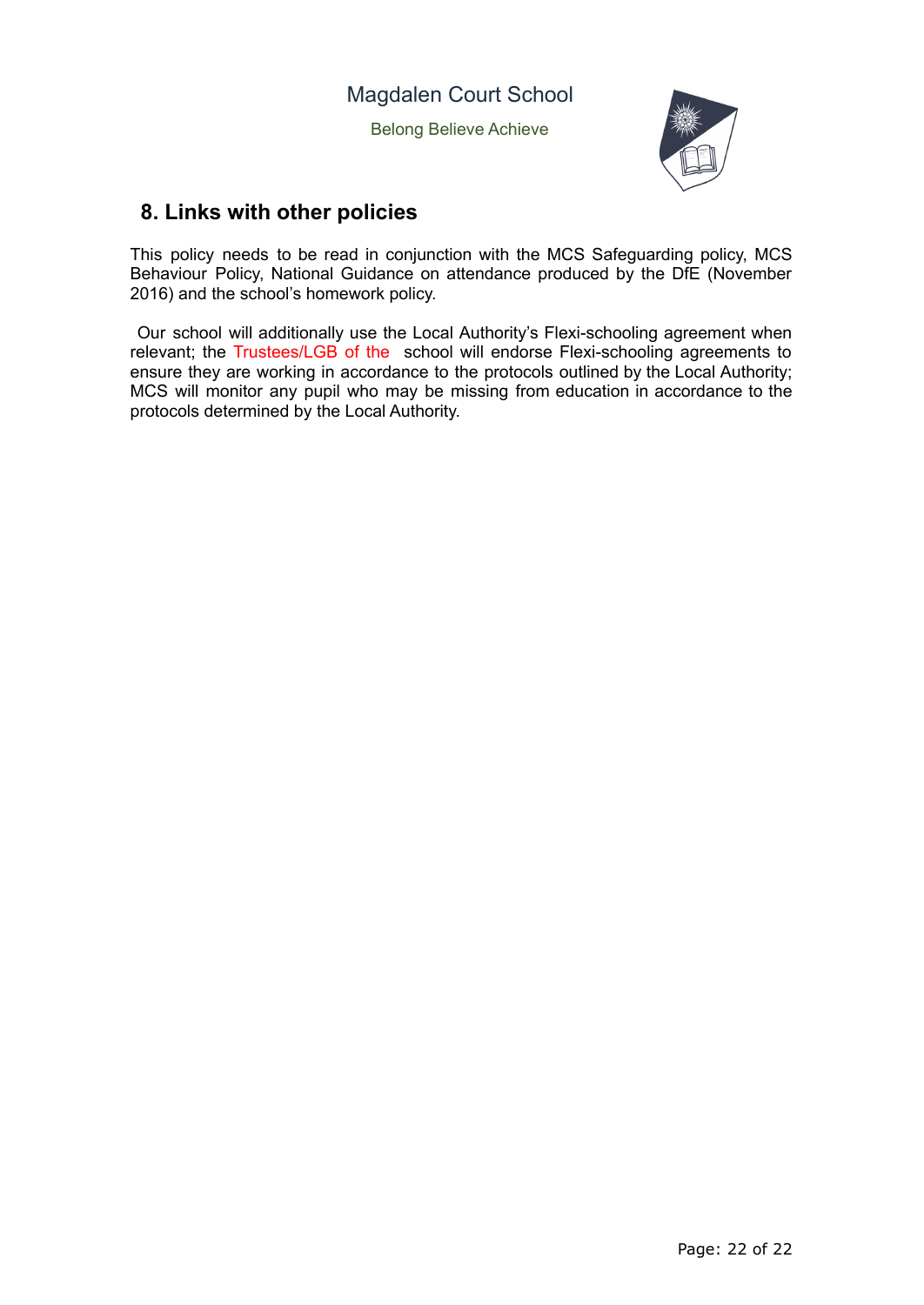## 8. Links with other policies

This policy needs to be read in conjunction with the MCS Safeguarding policy, MCS Behaviour Policy, National Guidance on attendance produced by the DfE (November 2016) and the school's homework policy.

Our school will additionally use the Local Authority's Flexi-schooling agreement when relevant; the Trustees/LGB of the school will endorse Flexi-schooling agreements to ensure they are working in accordance to the protocols outlined by the Local Authority; MCS will monitor any pupil who may be missing from education in accordance to the protocols determined by the Local Authority.